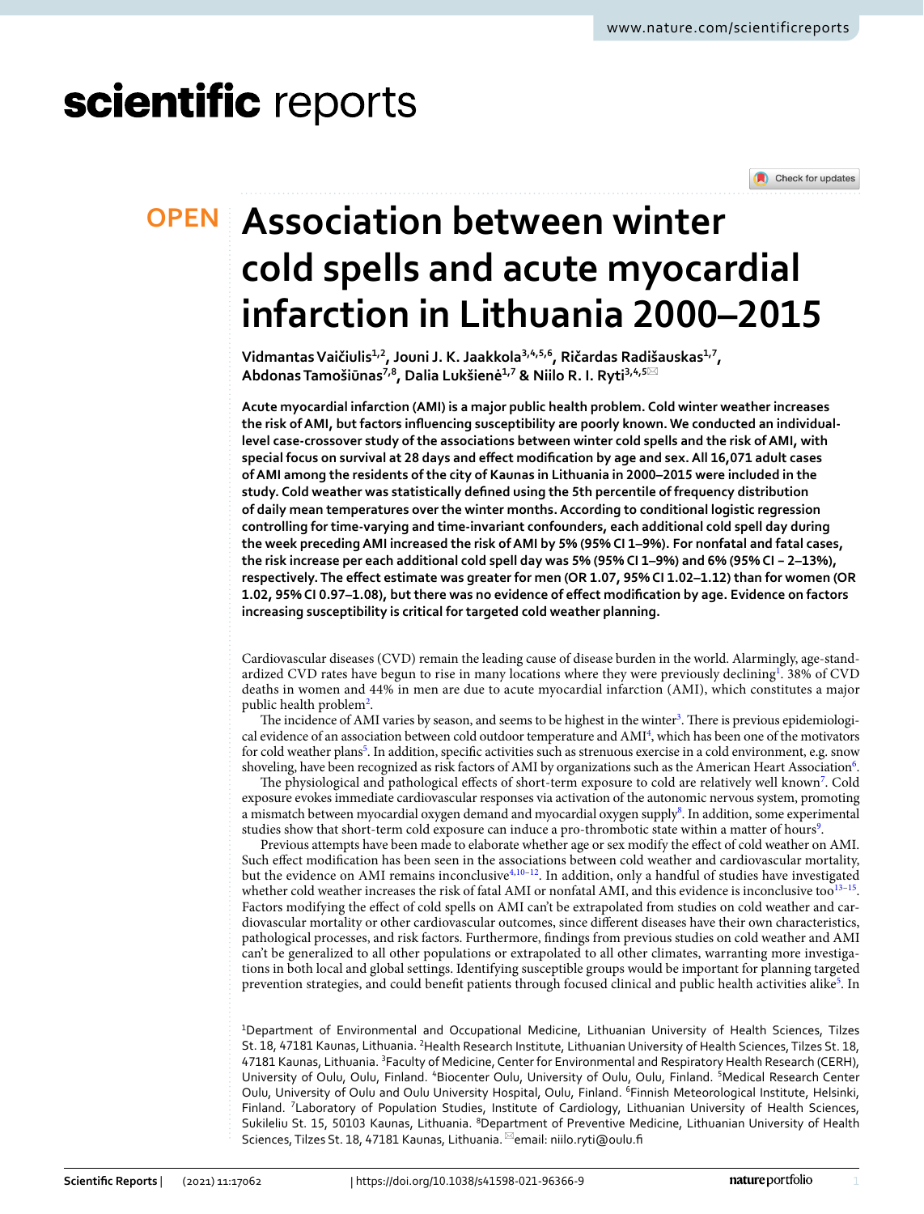# Association between winter cold spells and acute myocardial infarction in Lithuania 2000–2015

Vidmantas Vaičiulis[1,2], Jouni J. K. Jaakkola[3,4,5,6], Ričardas Radišauskas[1,7], Abdonas Tamošiūnas[7,8], Dalia Lukšienė[1,7] & Niilo R. I. Ryti[3,4,5]✉

**Acute myocardial infarction (AMI) is a major public health problem. Cold winter weather increases the risk of AMI, but factors influencing susceptibility are poorly known. We conducted an individual-level case-crossover study of the associations between winter cold spells and the risk of AMI, with special focus on survival at 28 days and effect modification by age and sex. All 16,071 adult cases of AMI among the residents of the city of Kaunas in Lithuania in 2000–2015 were included in the study. Cold weather was statistically defined using the 5th percentile of frequency distribution of daily mean temperatures over the winter months. According to conditional logistic regression controlling for time-varying and time-invariant confounders, each additional cold spell day during the week preceding AMI increased the risk of AMI by 5% (95% CI 1–9%). For nonfatal and fatal cases, the risk increase per each additional cold spell day was 5% (95% CI 1–9%) and 6% (95% CI – 2–13%), respectively. The effect estimate was greater for men (OR 1.07, 95% CI 1.02–1.12) than for women (OR 1.02, 95% CI 0.97–1.08), but there was no evidence of effect modification by age. Evidence on factors increasing susceptibility is critical for targeted cold weather planning.**

Cardiovascular diseases (CVD) remain the leading cause of disease burden in the world. Alarmingly, age-standardized CVD rates have begun to rise in many locations where they were previously declining[1]. 38% of CVD deaths in women and 44% in men are due to acute myocardial infarction (AMI), which constitutes a major public health problem[2].

The incidence of AMI varies by season, and seems to be highest in the winter[3]. There is previous epidemiological evidence of an association between cold outdoor temperature and AMI[4], which has been one of the motivators for cold weather plans[5]. In addition, specific activities such as strenuous exercise in a cold environment, e.g. snow shoveling, have been recognized as risk factors of AMI by organizations such as the American Heart Association[6].

The physiological and pathological effects of short-term exposure to cold are relatively well known[7]. Cold exposure evokes immediate cardiovascular responses via activation of the autonomic nervous system, promoting a mismatch between myocardial oxygen demand and myocardial oxygen supply[8]. In addition, some experimental studies show that short-term cold exposure can induce a pro-thrombotic state within a matter of hours[9].

Previous attempts have been made to elaborate whether age or sex modify the effect of cold weather on AMI. Such effect modification has been seen in the associations between cold weather and cardiovascular mortality, but the evidence on AMI remains inconclusive[4,10–12]. In addition, only a handful of studies have investigated whether cold weather increases the risk of fatal AMI or nonfatal AMI, and this evidence is inconclusive too[13–15]. Factors modifying the effect of cold spells on AMI can't be extrapolated from studies on cold weather and cardiovascular mortality or other cardiovascular outcomes, since different diseases have their own characteristics, pathological processes, and risk factors. Furthermore, findings from previous studies on cold weather and AMI can't be generalized to all other populations or extrapolated to all other climates, warranting more investigations in both local and global settings. Identifying susceptible groups would be important for planning targeted prevention strategies, and could benefit patients through focused clinical and public health activities alike[5]. In

[1]Department of Environmental and Occupational Medicine, Lithuanian University of Health Sciences, Tilzes St. 18, 47181 Kaunas, Lithuania. [2]Health Research Institute, Lithuanian University of Health Sciences, Tilzes St. 18, 47181 Kaunas, Lithuania. [3]Faculty of Medicine, Center for Environmental and Respiratory Health Research (CERH), University of Oulu, Oulu, Finland. [4]Biocenter Oulu, University of Oulu, Oulu, Finland. [5]Medical Research Center Oulu, University of Oulu and Oulu University Hospital, Oulu, Finland. [6]Finnish Meteorological Institute, Helsinki, Finland. [7]Laboratory of Population Studies, Institute of Cardiology, Lithuanian University of Health Sciences, Sukileliu St. 15, 50103 Kaunas, Lithuania. [8]Department of Preventive Medicine, Lithuanian University of Health Sciences, Tilzes St. 18, 47181 Kaunas, Lithuania. ✉email: niilo.ryti@oulu.fi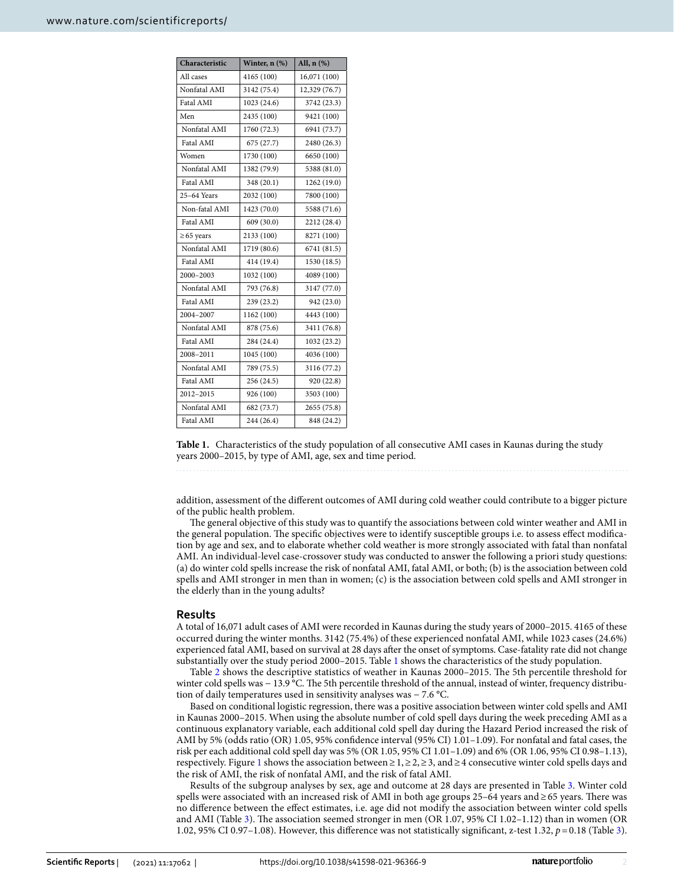| Characteristic | Winter, n (%) | All, n (%) |
|---|---|---|
| All cases | 4165 (100) | 16,071 (100) |
| Nonfatal AMI | 3142 (75.4) | 12,329 (76.7) |
| Fatal AMI | 1023 (24.6) | 3742 (23.3) |
| Men | 2435 (100) | 9421 (100) |
| Nonfatal AMI | 1760 (72.3) | 6941 (73.7) |
| Fatal AMI | 675 (27.7) | 2480 (26.3) |
| Women | 1730 (100) | 6650 (100) |
| Nonfatal AMI | 1382 (79.9) | 5388 (81.0) |
| Fatal AMI | 348 (20.1) | 1262 (19.0) |
| 25–64 Years | 2032 (100) | 7800 (100) |
| Non-fatal AMI | 1423 (70.0) | 5588 (71.6) |
| Fatal AMI | 609 (30.0) | 2212 (28.4) |
| ≥ 65 years | 2133 (100) | 8271 (100) |
| Nonfatal AMI | 1719 (80.6) | 6741 (81.5) |
| Fatal AMI | 414 (19.4) | 1530 (18.5) |
| 2000–2003 | 1032 (100) | 4089 (100) |
| Nonfatal AMI | 793 (76.8) | 3147 (77.0) |
| Fatal AMI | 239 (23.2) | 942 (23.0) |
| 2004–2007 | 1162 (100) | 4443 (100) |
| Nonfatal AMI | 878 (75.6) | 3411 (76.8) |
| Fatal AMI | 284 (24.4) | 1032 (23.2) |
| 2008–2011 | 1045 (100) | 4036 (100) |
| Nonfatal AMI | 789 (75.5) | 3116 (77.2) |
| Fatal AMI | 256 (24.5) | 920 (22.8) |
| 2012–2015 | 926 (100) | 3503 (100) |
| Nonfatal AMI | 682 (73.7) | 2655 (75.8) |
| Fatal AMI | 244 (26.4) | 848 (24.2) |

**Table 1.** Characteristics of the study population of all consecutive AMI cases in Kaunas during the study years 2000–2015, by type of AMI, age, sex and time period.

addition, assessment of the different outcomes of AMI during cold weather could contribute to a bigger picture of the public health problem.

The general objective of this study was to quantify the associations between cold winter weather and AMI in the general population. The specific objectives were to identify susceptible groups i.e. to assess effect modification by age and sex, and to elaborate whether cold weather is more strongly associated with fatal than nonfatal AMI. An individual-level case-crossover study was conducted to answer the following a priori study questions: (a) do winter cold spells increase the risk of nonfatal AMI, fatal AMI, or both; (b) is the association between cold spells and AMI stronger in men than in women; (c) is the association between cold spells and AMI stronger in the elderly than in the young adults?

## Results

A total of 16,071 adult cases of AMI were recorded in Kaunas during the study years of 2000–2015. 4165 of these occurred during the winter months. 3142 (75.4%) of these experienced nonfatal AMI, while 1023 cases (24.6%) experienced fatal AMI, based on survival at 28 days after the onset of symptoms. Case-fatality rate did not change substantially over the study period 2000–2015. Table 1 shows the characteristics of the study population.

Table 2 shows the descriptive statistics of weather in Kaunas 2000–2015. The 5th percentile threshold for winter cold spells was − 13.9 °C. The 5th percentile threshold of the annual, instead of winter, frequency distribution of daily temperatures used in sensitivity analyses was − 7.6 °C.

Based on conditional logistic regression, there was a positive association between winter cold spells and AMI in Kaunas 2000–2015. When using the absolute number of cold spell days during the week preceding AMI as a continuous explanatory variable, each additional cold spell day during the Hazard Period increased the risk of AMI by 5% (odds ratio (OR) 1.05, 95% confidence interval (95% CI) 1.01–1.09). For nonfatal and fatal cases, the risk per each additional cold spell day was 5% (OR 1.05, 95% CI 1.01–1.09) and 6% (OR 1.06, 95% CI 0.98–1.13), respectively. Figure 1 shows the association between ≥ 1, ≥ 2, ≥ 3, and ≥ 4 consecutive winter cold spells days and the risk of AMI, the risk of nonfatal AMI, and the risk of fatal AMI.

Results of the subgroup analyses by sex, age and outcome at 28 days are presented in Table 3. Winter cold spells were associated with an increased risk of AMI in both age groups 25–64 years and ≥ 65 years. There was no difference between the effect estimates, i.e. age did not modify the association between winter cold spells and AMI (Table 3). The association seemed stronger in men (OR 1.07, 95% CI 1.02–1.12) than in women (OR 1.02, 95% CI 0.97–1.08). However, this difference was not statistically significant, z-test 1.32, $p = 0.18$ (Table 3).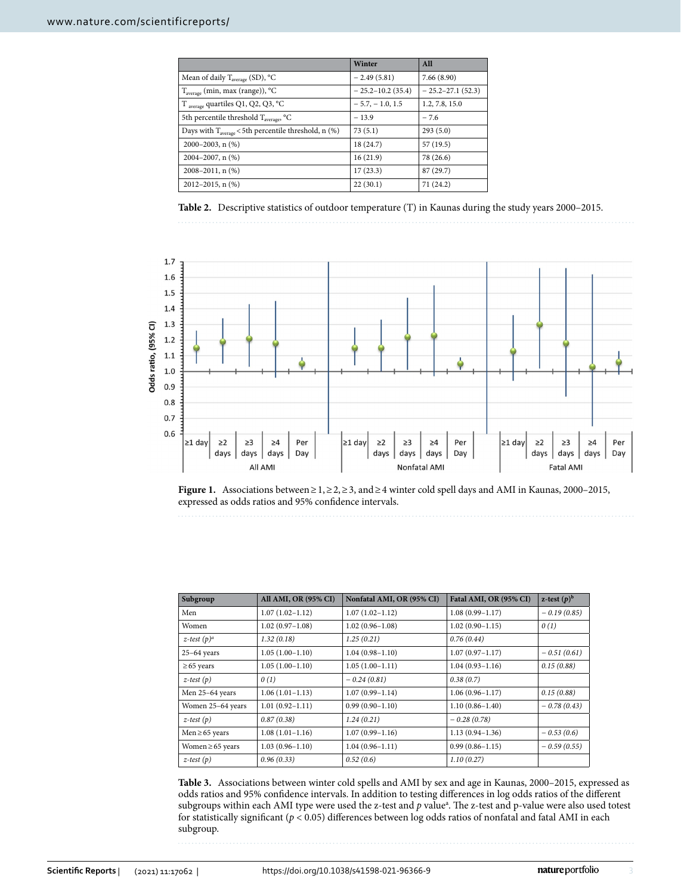|  | Winter | All |
|---|---|---|
| Mean of daily $T_{average}$ (SD), °C | − 2.49 (5.81) | 7.66 (8.90) |
| $T_{average}$ (min, max (range)), °C | − 25.2–10.2 (35.4) | − 25.2–27.1 (52.3) |
| $T_{average}$ quartiles Q1, Q2, Q3, °C | − 5.7, − 1.0, 1.5 | 1.2, 7.8, 15.0 |
| 5th percentile threshold $T_{average}$, °C | − 13.9 | − 7.6 |
| Days with $T_{average}$ < 5th percentile threshold, n (%) | 73 (5.1) | 293 (5.0) |
| 2000–2003, n (%) | 18 (24.7) | 57 (19.5) |
| 2004–2007, n (%) | 16 (21.9) | 78 (26.6) |
| 2008–2011, n (%) | 17 (23.3) | 87 (29.7) |
| 2012–2015, n (%) | 22 (30.1) | 71 (24.2) |

**Table 2.** Descriptive statistics of outdoor temperature (T) in Kaunas during the study years 2000–2015.

**Figure 1.** Associations between ≥ 1, ≥ 2, ≥ 3, and ≥ 4 winter cold spell days and AMI in Kaunas, 2000–2015, expressed as odds ratios and 95% confidence intervals.

| Subgroup | All AMI, OR (95% CI) | Nonfatal AMI, OR (95% CI) | Fatal AMI, OR (95% CI) | z-test ($p$)[b] |
|---|---|---|---|---|
| Men | 1.07 (1.02–1.12) | 1.07 (1.02–1.12) | 1.08 (0.99–1.17) | *− 0.19 (0.85)* |
| Women | 1.02 (0.97–1.08) | 1.02 (0.96–1.08) | 1.02 (0.90–1.15) | *0 (1)* |
| *z-test (p)*[a] | *1.32 (0.18)* | *1.25 (0.21)* | *0.76 (0.44)* |  |
| 25–64 years | 1.05 (1.00–1.10) | 1.04 (0.98–1.10) | 1.07 (0.97–1.17) | *− 0.51 (0.61)* |
| ≥ 65 years | 1.05 (1.00–1.10) | 1.05 (1.00–1.11) | 1.04 (0.93–1.16) | *0.15 (0.88)* |
| *z-test (p)* | *0 (1)* | *− 0.24 (0.81)* | *0.38 (0.7)* |  |
| Men 25–64 years | 1.06 (1.01–1.13) | 1.07 (0.99–1.14) | 1.06 (0.96–1.17) | *0.15 (0.88)* |
| Women 25–64 years | 1.01 (0.92–1.11) | 0.99 (0.90–1.10) | 1.10 (0.86–1.40) | *− 0.78 (0.43)* |
| *z-test (p)* | *0.87 (0.38)* | *1.24 (0.21)* | *− 0.28 (0.78)* |  |
| Men ≥ 65 years | 1.08 (1.01–1.16) | 1.07 (0.99–1.16) | 1.13 (0.94–1.36) | *− 0.53 (0.6)* |
| Women ≥ 65 years | 1.03 (0.96–1.10) | 1.04 (0.96–1.11) | 0.99 (0.86–1.15) | *− 0.59 (0.55)* |
| *z-test (p)* | *0.96 (0.33)* | *0.52 (0.6)* | *1.10 (0.27)* |  |

**Table 3.** Associations between winter cold spells and AMI by sex and age in Kaunas, 2000–2015, expressed as odds ratios and 95% confidence intervals. In addition to testing differences in log odds ratios of the different subgroups within each AMI type were used the z-test and $p$ value[a]. The z-test and p-value were also used totest for statistically significant ($p$ < 0.05) differences between log odds ratios of nonfatal and fatal AMI in each subgroup.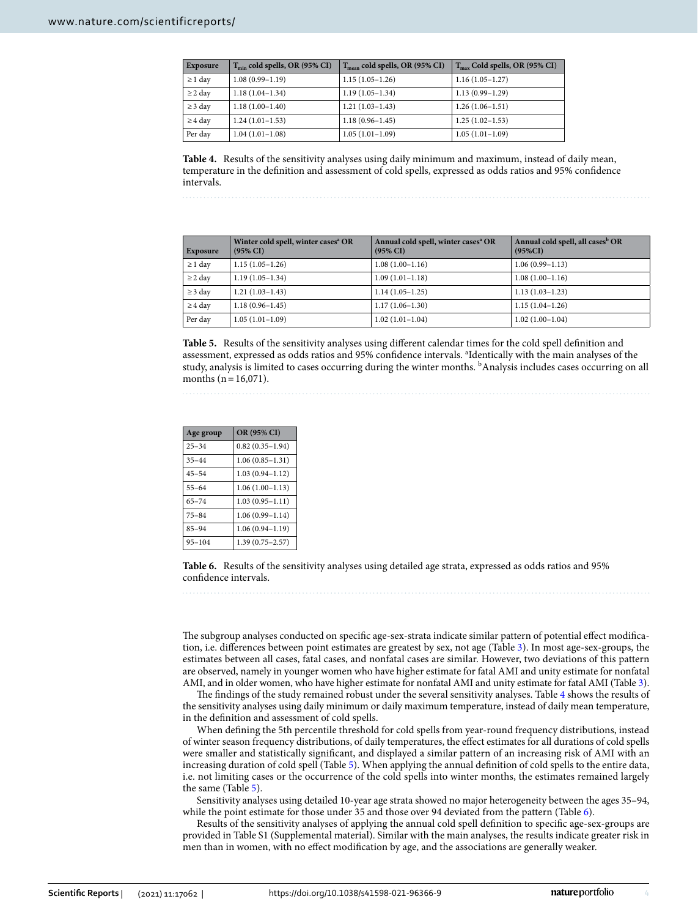| Exposure | $T_{min}$ cold spells, OR (95% CI) | $T_{mean}$ cold spells, OR (95% CI) | $T_{max}$ Cold spells, OR (95% CI) |
|---|---|---|---|
| ≥ 1 day | 1.08 (0.99–1.19) | 1.15 (1.05–1.26) | 1.16 (1.05–1.27) |
| ≥ 2 day | 1.18 (1.04–1.34) | 1.19 (1.05–1.34) | 1.13 (0.99–1.29) |
| ≥ 3 day | 1.18 (1.00–1.40) | 1.21 (1.03–1.43) | 1.26 (1.06–1.51) |
| ≥ 4 day | 1.24 (1.01–1.53) | 1.18 (0.96–1.45) | 1.25 (1.02–1.53) |
| Per day | 1.04 (1.01–1.08) | 1.05 (1.01–1.09) | 1.05 (1.01–1.09) |

**Table 4.** Results of the sensitivity analyses using daily minimum and maximum, instead of daily mean, temperature in the definition and assessment of cold spells, expressed as odds ratios and 95% confidence intervals.

| Exposure | Winter cold spell, winter cases[a] OR (95% CI) | Annual cold spell, winter cases[a] OR (95% CI) | Annual cold spell, all cases[b] OR (95%CI) |
|---|---|---|---|
| ≥ 1 day | 1.15 (1.05–1.26) | 1.08 (1.00–1.16) | 1.06 (0.99–1.13) |
| ≥ 2 day | 1.19 (1.05–1.34) | 1.09 (1.01–1.18) | 1.08 (1.00–1.16) |
| ≥ 3 day | 1.21 (1.03–1.43) | 1.14 (1.05–1.25) | 1.13 (1.03–1.23) |
| ≥ 4 day | 1.18 (0.96–1.45) | 1.17 (1.06–1.30) | 1.15 (1.04–1.26) |
| Per day | 1.05 (1.01–1.09) | 1.02 (1.01–1.04) | 1.02 (1.00–1.04) |

**Table 5.** Results of the sensitivity analyses using different calendar times for the cold spell definition and assessment, expressed as odds ratios and 95% confidence intervals. [a]Identically with the main analyses of the study, analysis is limited to cases occurring during the winter months. [b]Analysis includes cases occurring on all months (n = 16,071).

| Age group | OR (95% CI) |
|---|---|
| 25–34 | 0.82 (0.35–1.94) |
| 35–44 | 1.06 (0.85–1.31) |
| 45–54 | 1.03 (0.94–1.12) |
| 55–64 | 1.06 (1.00–1.13) |
| 65–74 | 1.03 (0.95–1.11) |
| 75–84 | 1.06 (0.99–1.14) |
| 85–94 | 1.06 (0.94–1.19) |
| 95–104 | 1.39 (0.75–2.57) |

**Table 6.** Results of the sensitivity analyses using detailed age strata, expressed as odds ratios and 95% confidence intervals.

The subgroup analyses conducted on specific age-sex-strata indicate similar pattern of potential effect modification, i.e. differences between point estimates are greatest by sex, not age (Table 3). In most age-sex-groups, the estimates between all cases, fatal cases, and nonfatal cases are similar. However, two deviations of this pattern are observed, namely in younger women who have higher estimate for fatal AMI and unity estimate for nonfatal AMI, and in older women, who have higher estimate for nonfatal AMI and unity estimate for fatal AMI (Table 3).

The findings of the study remained robust under the several sensitivity analyses. Table 4 shows the results of the sensitivity analyses using daily minimum or daily maximum temperature, instead of daily mean temperature, in the definition and assessment of cold spells.

When defining the 5th percentile threshold for cold spells from year-round frequency distributions, instead of winter season frequency distributions, of daily temperatures, the effect estimates for all durations of cold spells were smaller and statistically significant, and displayed a similar pattern of an increasing risk of AMI with an increasing duration of cold spell (Table 5). When applying the annual definition of cold spells to the entire data, i.e. not limiting cases or the occurrence of the cold spells into winter months, the estimates remained largely the same (Table 5).

Sensitivity analyses using detailed 10-year age strata showed no major heterogeneity between the ages 35–94, while the point estimate for those under 35 and those over 94 deviated from the pattern (Table 6).

Results of the sensitivity analyses of applying the annual cold spell definition to specific age-sex-groups are provided in Table S1 (Supplemental material). Similar with the main analyses, the results indicate greater risk in men than in women, with no effect modification by age, and the associations are generally weaker.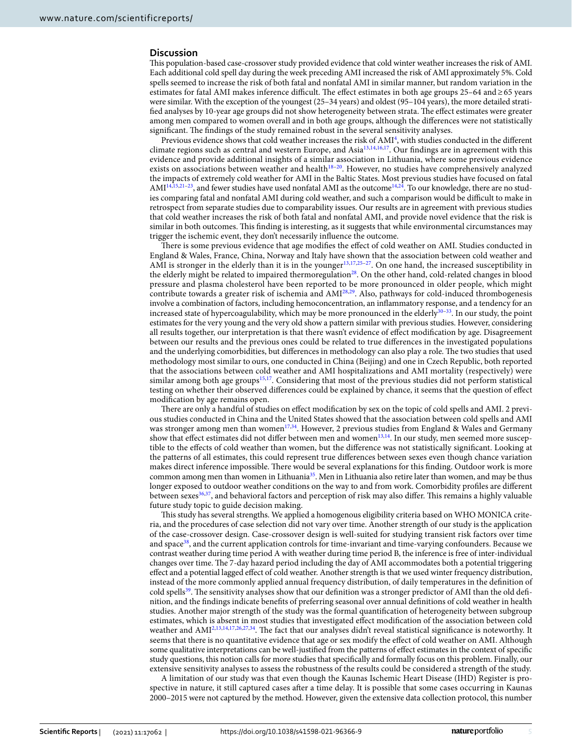## Discussion

This population-based case-crossover study provided evidence that cold winter weather increases the risk of AMI. Each additional cold spell day during the week preceding AMI increased the risk of AMI approximately 5%. Cold spells seemed to increase the risk of both fatal and nonfatal AMI in similar manner, but random variation in the estimates for fatal AMI makes inference difficult. The effect estimates in both age groups 25–64 and ≥ 65 years were similar. With the exception of the youngest (25–34 years) and oldest (95–104 years), the more detailed stratified analyses by 10-year age groups did not show heterogeneity between strata. The effect estimates were greater among men compared to women overall and in both age groups, although the differences were not statistically significant. The findings of the study remained robust in the several sensitivity analyses.

Previous evidence shows that cold weather increases the risk of AMI[4], with studies conducted in the different climate regions such as central and western Europe, and Asia[13,14,16,17]. Our findings are in agreement with this evidence and provide additional insights of a similar association in Lithuania, where some previous evidence exists on associations between weather and health[18–20]. However, no studies have comprehensively analyzed the impacts of extremely cold weather for AMI in the Baltic States. Most previous studies have focused on fatal AMI[14,15,21–23], and fewer studies have used nonfatal AMI as the outcome[14,24]. To our knowledge, there are no studies comparing fatal and nonfatal AMI during cold weather, and such a comparison would be difficult to make in retrospect from separate studies due to comparability issues. Our results are in agreement with previous studies that cold weather increases the risk of both fatal and nonfatal AMI, and provide novel evidence that the risk is similar in both outcomes. This finding is interesting, as it suggests that while environmental circumstances may trigger the ischemic event, they don't necessarily influence the outcome.

There is some previous evidence that age modifies the effect of cold weather on AMI. Studies conducted in England & Wales, France, China, Norway and Italy have shown that the association between cold weather and AMI is stronger in the elderly than it is in the younger[13,17,25–27]. On one hand, the increased susceptibility in the elderly might be related to impaired thermoregulation[28]. On the other hand, cold-related changes in blood pressure and plasma cholesterol have been reported to be more pronounced in older people, which might contribute towards a greater risk of ischemia and AMI[28,29]. Also, pathways for cold-induced thrombogenesis involve a combination of factors, including hemoconcentration, an inflammatory response, and a tendency for an increased state of hypercoagulability, which may be more pronounced in the elderly[30–33]. In our study, the point estimates for the very young and the very old show a pattern similar with previous studies. However, considering all results together, our interpretation is that there wasn't evidence of effect modification by age. Disagreement between our results and the previous ones could be related to true differences in the investigated populations and the underlying comorbidities, but differences in methodology can also play a role. The two studies that used methodology most similar to ours, one conducted in China (Beijing) and one in Czech Republic, both reported that the associations between cold weather and AMI hospitalizations and AMI mortality (respectively) were similar among both age groups[15,17]. Considering that most of the previous studies did not perform statistical testing on whether their observed differences could be explained by chance, it seems that the question of effect modification by age remains open.

There are only a handful of studies on effect modification by sex on the topic of cold spells and AMI. 2 previous studies conducted in China and the United States showed that the association between cold spells and AMI was stronger among men than women[17,34]. However, 2 previous studies from England & Wales and Germany show that effect estimates did not differ between men and women[13,14]. In our study, men seemed more susceptible to the effects of cold weather than women, but the difference was not statistically significant. Looking at the patterns of all estimates, this could represent true differences between sexes even though chance variation makes direct inference impossible. There would be several explanations for this finding. Outdoor work is more common among men than women in Lithuania[35]. Men in Lithuania also retire later than women, and may be thus longer exposed to outdoor weather conditions on the way to and from work. Comorbidity profiles are different between sexes[36,37], and behavioral factors and perception of risk may also differ. This remains a highly valuable future study topic to guide decision making.

This study has several strengths. We applied a homogenous eligibility criteria based on WHO MONICA criteria, and the procedures of case selection did not vary over time. Another strength of our study is the application of the case-crossover design. Case-crossover design is well-suited for studying transient risk factors over time and space[38], and the current application controls for time-invariant and time-varying confounders. Because we contrast weather during time period A with weather during time period B, the inference is free of inter-individual changes over time. The 7-day hazard period including the day of AMI accommodates both a potential triggering effect and a potential lagged effect of cold weather. Another strength is that we used winter frequency distribution, instead of the more commonly applied annual frequency distribution, of daily temperatures in the definition of cold spells[39]. The sensitivity analyses show that our definition was a stronger predictor of AMI than the old definition, and the findings indicate benefits of preferring seasonal over annual definitions of cold weather in health studies. Another major strength of the study was the formal quantification of heterogeneity between subgroup estimates, which is absent in most studies that investigated effect modification of the association between cold weather and AMI[2,13,14,17,26,27,34]. The fact that our analyses didn't reveal statistical significance is noteworthy. It seems that there is no quantitative evidence that age or sex modify the effect of cold weather on AMI. Although some qualitative interpretations can be well-justified from the patterns of effect estimates in the context of specific study questions, this notion calls for more studies that specifically and formally focus on this problem. Finally, our extensive sensitivity analyses to assess the robustness of the results could be considered a strength of the study.

A limitation of our study was that even though the Kaunas Ischemic Heart Disease (IHD) Register is prospective in nature, it still captured cases after a time delay. It is possible that some cases occurring in Kaunas 2000–2015 were not captured by the method. However, given the extensive data collection protocol, this number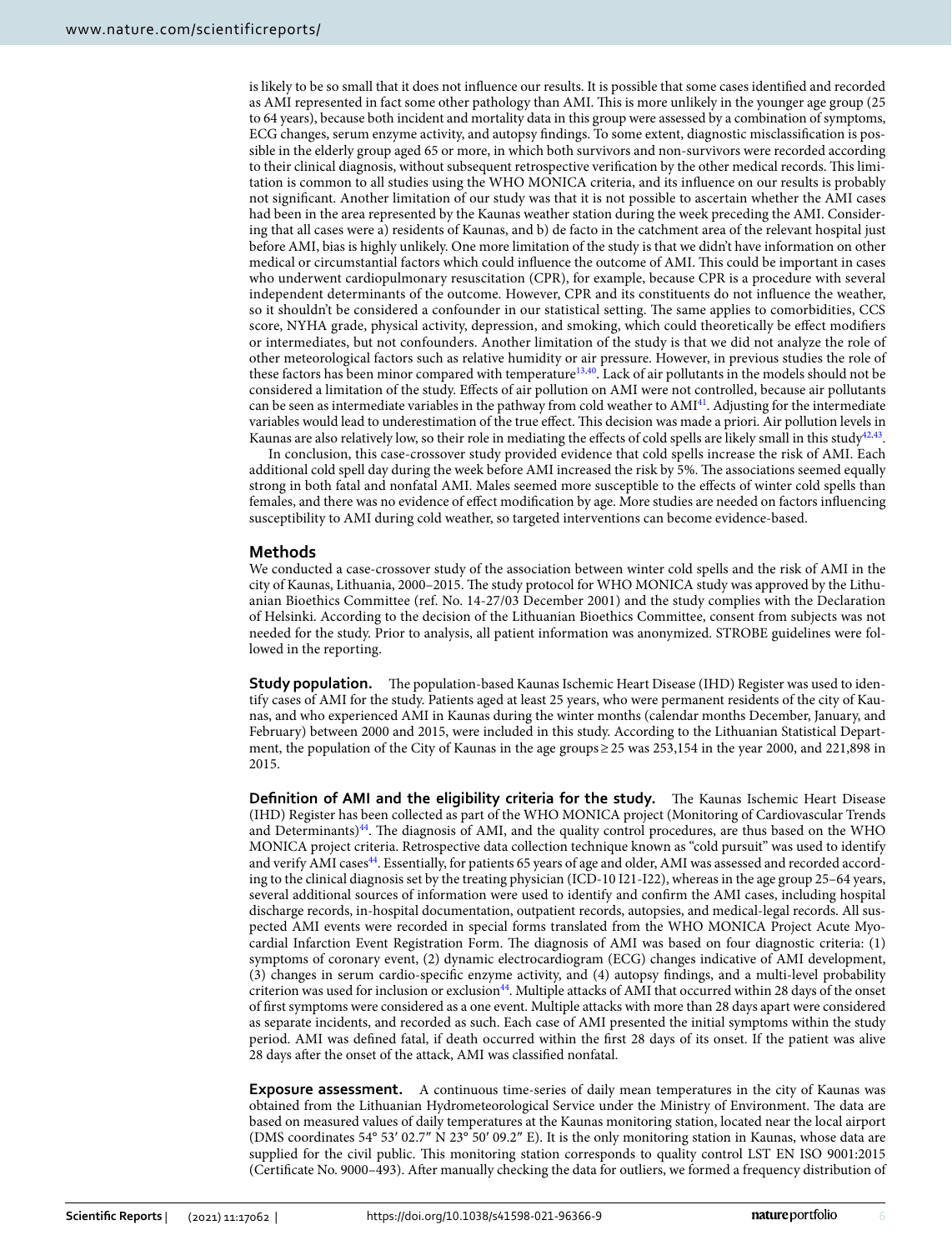is likely to be so small that it does not influence our results. It is possible that some cases identified and recorded as AMI represented in fact some other pathology than AMI. This is more unlikely in the younger age group (25 to 64 years), because both incident and mortality data in this group were assessed by a combination of symptoms, ECG changes, serum enzyme activity, and autopsy findings. To some extent, diagnostic misclassification is possible in the elderly group aged 65 or more, in which both survivors and non-survivors were recorded according to their clinical diagnosis, without subsequent retrospective verification by the other medical records. This limitation is common to all studies using the WHO MONICA criteria, and its influence on our results is probably not significant. Another limitation of our study was that it is not possible to ascertain whether the AMI cases had been in the area represented by the Kaunas weather station during the week preceding the AMI. Considering that all cases were a) residents of Kaunas, and b) de facto in the catchment area of the relevant hospital just before AMI, bias is highly unlikely. One more limitation of the study is that we didn't have information on other medical or circumstantial factors which could influence the outcome of AMI. This could be important in cases who underwent cardiopulmonary resuscitation (CPR), for example, because CPR is a procedure with several independent determinants of the outcome. However, CPR and its constituents do not influence the weather, so it shouldn't be considered a confounder in our statistical setting. The same applies to comorbidities, CCS score, NYHA grade, physical activity, depression, and smoking, which could theoretically be effect modifiers or intermediates, but not confounders. Another limitation of the study is that we did not analyze the role of other meteorological factors such as relative humidity or air pressure. However, in previous studies the role of these factors has been minor compared with temperature[13,40]. Lack of air pollutants in the models should not be considered a limitation of the study. Effects of air pollution on AMI were not controlled, because air pollutants can be seen as intermediate variables in the pathway from cold weather to AMI[41]. Adjusting for the intermediate variables would lead to underestimation of the true effect. This decision was made a priori. Air pollution levels in Kaunas are also relatively low, so their role in mediating the effects of cold spells are likely small in this study[42,43].

In conclusion, this case-crossover study provided evidence that cold spells increase the risk of AMI. Each additional cold spell day during the week before AMI increased the risk by 5%. The associations seemed equally strong in both fatal and nonfatal AMI. Males seemed more susceptible to the effects of winter cold spells than females, and there was no evidence of effect modification by age. More studies are needed on factors influencing susceptibility to AMI during cold weather, so targeted interventions can become evidence-based.

## Methods

We conducted a case-crossover study of the association between winter cold spells and the risk of AMI in the city of Kaunas, Lithuania, 2000–2015. The study protocol for WHO MONICA study was approved by the Lithuanian Bioethics Committee (ref. No. 14-27/03 December 2001) and the study complies with the Declaration of Helsinki. According to the decision of the Lithuanian Bioethics Committee, consent from subjects was not needed for the study. Prior to analysis, all patient information was anonymized. STROBE guidelines were followed in the reporting.

**Study population.** The population-based Kaunas Ischemic Heart Disease (IHD) Register was used to identify cases of AMI for the study. Patients aged at least 25 years, who were permanent residents of the city of Kaunas, and who experienced AMI in Kaunas during the winter months (calendar months December, January, and February) between 2000 and 2015, were included in this study. According to the Lithuanian Statistical Department, the population of the City of Kaunas in the age groups ≥ 25 was 253,154 in the year 2000, and 221,898 in 2015.

**Definition of AMI and the eligibility criteria for the study.** The Kaunas Ischemic Heart Disease (IHD) Register has been collected as part of the WHO MONICA project (Monitoring of Cardiovascular Trends and Determinants)[44]. The diagnosis of AMI, and the quality control procedures, are thus based on the WHO MONICA project criteria. Retrospective data collection technique known as "cold pursuit" was used to identify and verify AMI cases[44]. Essentially, for patients 65 years of age and older, AMI was assessed and recorded according to the clinical diagnosis set by the treating physician (ICD-10 I21-I22), whereas in the age group 25–64 years, several additional sources of information were used to identify and confirm the AMI cases, including hospital discharge records, in-hospital documentation, outpatient records, autopsies, and medical-legal records. All suspected AMI events were recorded in special forms translated from the WHO MONICA Project Acute Myocardial Infarction Event Registration Form. The diagnosis of AMI was based on four diagnostic criteria: (1) symptoms of coronary event, (2) dynamic electrocardiogram (ECG) changes indicative of AMI development, (3) changes in serum cardio-specific enzyme activity, and (4) autopsy findings, and a multi-level probability criterion was used for inclusion or exclusion[44]. Multiple attacks of AMI that occurred within 28 days of the onset of first symptoms were considered as a one event. Multiple attacks with more than 28 days apart were considered as separate incidents, and recorded as such. Each case of AMI presented the initial symptoms within the study period. AMI was defined fatal, if death occurred within the first 28 days of its onset. If the patient was alive 28 days after the onset of the attack, AMI was classified nonfatal.

**Exposure assessment.** A continuous time-series of daily mean temperatures in the city of Kaunas was obtained from the Lithuanian Hydrometeorological Service under the Ministry of Environment. The data are based on measured values of daily temperatures at the Kaunas monitoring station, located near the local airport (DMS coordinates 54° 53′ 02.7″ N 23° 50′ 09.2″ E). It is the only monitoring station in Kaunas, whose data are supplied for the civil public. This monitoring station corresponds to quality control LST EN ISO 9001:2015 (Certificate No. 9000–493). After manually checking the data for outliers, we formed a frequency distribution of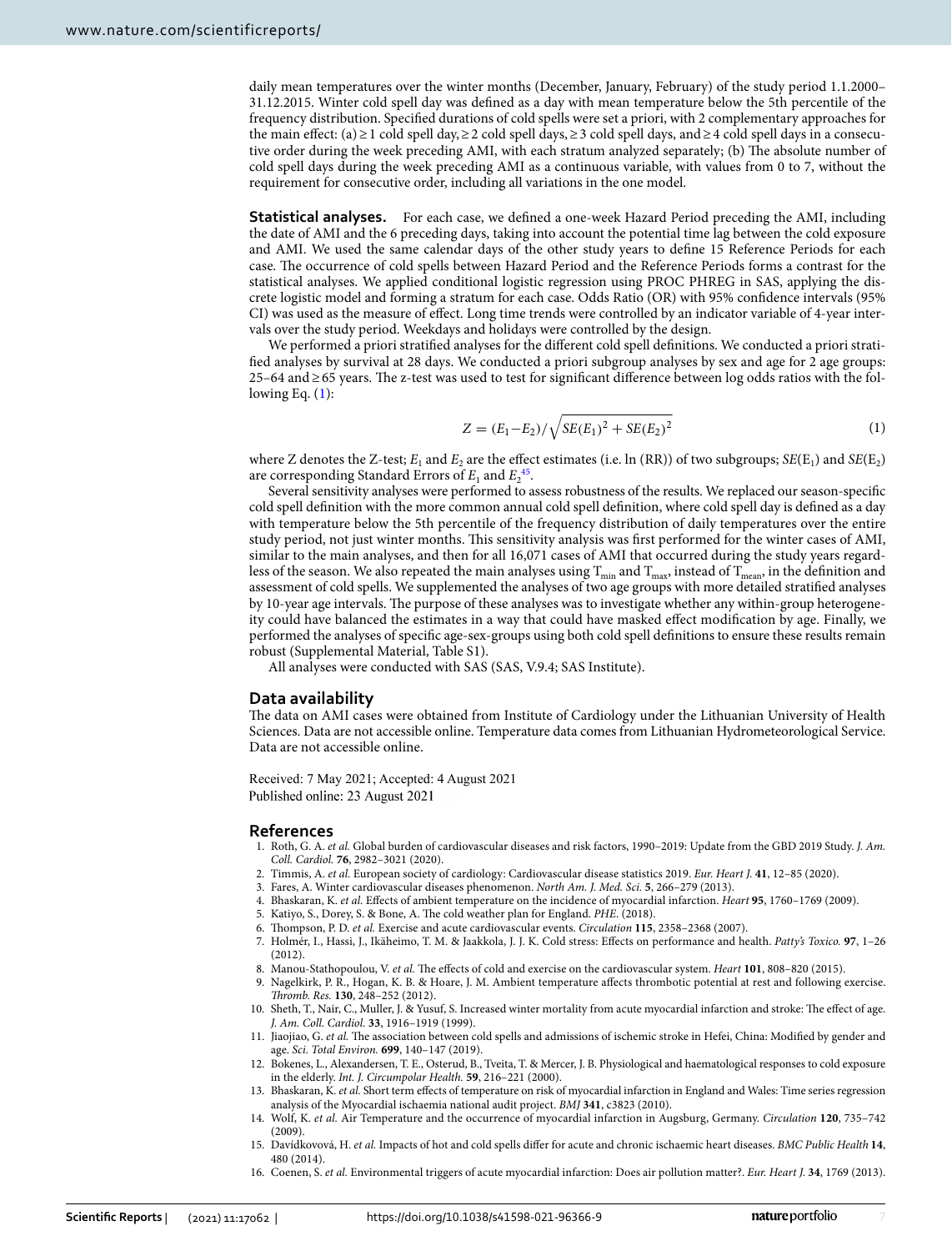daily mean temperatures over the winter months (December, January, February) of the study period 1.1.2000–31.12.2015. Winter cold spell day was defined as a day with mean temperature below the 5th percentile of the frequency distribution. Specified durations of cold spells were set a priori, with 2 complementary approaches for the main effect: (a) ≥ 1 cold spell day, ≥ 2 cold spell days, ≥ 3 cold spell days, and ≥ 4 cold spell days in a consecutive order during the week preceding AMI, with each stratum analyzed separately; (b) The absolute number of cold spell days during the week preceding AMI as a continuous variable, with values from 0 to 7, without the requirement for consecutive order, including all variations in the one model.

**Statistical analyses.** For each case, we defined a one-week Hazard Period preceding the AMI, including the date of AMI and the 6 preceding days, taking into account the potential time lag between the cold exposure and AMI. We used the same calendar days of the other study years to define 15 Reference Periods for each case. The occurrence of cold spells between Hazard Period and the Reference Periods forms a contrast for the statistical analyses. We applied conditional logistic regression using PROC PHREG in SAS, applying the discrete logistic model and forming a stratum for each case. Odds Ratio (OR) with 95% confidence intervals (95% CI) was used as the measure of effect. Long time trends were controlled by an indicator variable of 4-year intervals over the study period. Weekdays and holidays were controlled by the design.

We performed a priori stratified analyses for the different cold spell definitions. We conducted a priori stratified analyses by survival at 28 days. We conducted a priori subgroup analyses by sex and age for 2 age groups: 25–64 and ≥ 65 years. The z-test was used to test for significant difference between log odds ratios with the following Eq. (1):

$$Z = (E_1 - E_2)/\sqrt{SE(E_1)^2 + SE(E_2)^2} \tag{1}$$

where Z denotes the Z-test; $E_1$ and $E_2$ are the effect estimates (i.e. ln (RR)) of two subgroups; $SE(E_1)$ and $SE(E_2)$ are corresponding Standard Errors of $E_1$ and $E_2$[45].

Several sensitivity analyses were performed to assess robustness of the results. We replaced our season-specific cold spell definition with the more common annual cold spell definition, where cold spell day is defined as a day with temperature below the 5th percentile of the frequency distribution of daily temperatures over the entire study period, not just winter months. This sensitivity analysis was first performed for the winter cases of AMI, similar to the main analyses, and then for all 16,071 cases of AMI that occurred during the study years regardless of the season. We also repeated the main analyses using $T_{min}$ and $T_{max}$, instead of $T_{mean}$, in the definition and assessment of cold spells. We supplemented the analyses of two age groups with more detailed stratified analyses by 10-year age intervals. The purpose of these analyses was to investigate whether any within-group heterogeneity could have balanced the estimates in a way that could have masked effect modification by age. Finally, we performed the analyses of specific age-sex-groups using both cold spell definitions to ensure these results remain robust (Supplemental Material, Table S1).

All analyses were conducted with SAS (SAS, V.9.4; SAS Institute).

## Data availability

The data on AMI cases were obtained from Institute of Cardiology under the Lithuanian University of Health Sciences. Data are not accessible online. Temperature data comes from Lithuanian Hydrometeorological Service. Data are not accessible online.

Received: 7 May 2021; Accepted: 4 August 2021
Published online: 23 August 2021

## References

1. Roth, G. A. *et al.* Global burden of cardiovascular diseases and risk factors, 1990–2019: Update from the GBD 2019 Study. *J. Am. Coll. Cardiol.* **76**, 2982–3021 (2020).
2. Timmis, A. *et al.* European society of cardiology: Cardiovascular disease statistics 2019. *Eur. Heart J.* **41**, 12–85 (2020).
3. Fares, A. Winter cardiovascular diseases phenomenon. *North Am. J. Med. Sci.* **5**, 266–279 (2013).
4. Bhaskaran, K. *et al.* Effects of ambient temperature on the incidence of myocardial infarction. *Heart* **95**, 1760–1769 (2009).
5. Katiyo, S., Dorey, S. & Bone, A. The cold weather plan for England. *PHE*. (2018).
6. Thompson, P. D. *et al.* Exercise and acute cardiovascular events. *Circulation* **115**, 2358–2368 (2007).
7. Holmér, I., Hassi, J., Ikäheimo, T. M. & Jaakkola, J. J. K. Cold stress: Effects on performance and health. *Patty's Toxico.* **97**, 1–26 (2012).
8. Manou-Stathopoulou, V. *et al.* The effects of cold and exercise on the cardiovascular system. *Heart* **101**, 808–820 (2015).
9. Nagelkirk, P. R., Hogan, K. B. & Hoare, J. M. Ambient temperature affects thrombotic potential at rest and following exercise. *Thromb. Res.* **130**, 248–252 (2012).
10. Sheth, T., Nair, C., Muller, J. & Yusuf, S. Increased winter mortality from acute myocardial infarction and stroke: The effect of age. *J. Am. Coll. Cardiol.* **33**, 1916–1919 (1999).
11. Jiaojiao, G. *et al.* The association between cold spells and admissions of ischemic stroke in Hefei, China: Modified by gender and age. *Sci. Total Environ.* **699**, 140–147 (2019).
12. Bokenes, L., Alexandersen, T. E., Osterud, B., Tveita, T. & Mercer, J. B. Physiological and haematological responses to cold exposure in the elderly. *Int. J. Circumpolar Health.* **59**, 216–221 (2000).
13. Bhaskaran, K. *et al.* Short term effects of temperature on risk of myocardial infarction in England and Wales: Time series regression analysis of the Myocardial ischaemia national audit project. *BMJ* **341**, c3823 (2010).
14. Wolf, K. *et al.* Air Temperature and the occurrence of myocardial infarction in Augsburg, Germany. *Circulation* **120**, 735–742 (2009).
15. Davídkovová, H. *et al.* Impacts of hot and cold spells differ for acute and chronic ischaemic heart diseases. *BMC Public Health* **14**, 480 (2014).
16. Coenen, S. *et al.* Environmental triggers of acute myocardial infarction: Does air pollution matter?. *Eur. Heart J.* **34**, 1769 (2013).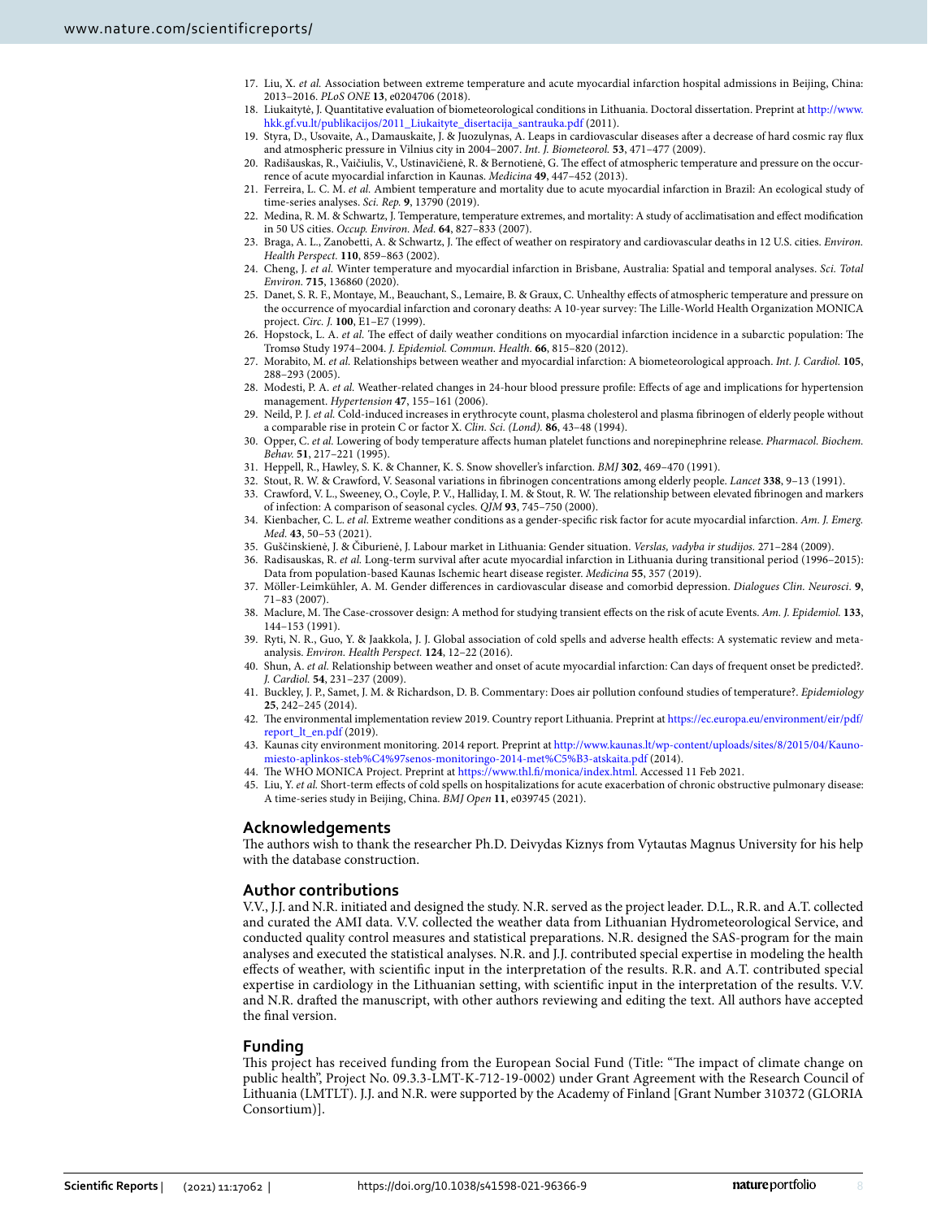17. Liu, X. *et al.* Association between extreme temperature and acute myocardial infarction hospital admissions in Beijing, China: 2013–2016. *PLoS ONE* **13**, e0204706 (2018).
18. Liukaitytė, J. Quantitative evaluation of biometeorological conditions in Lithuania. Doctoral dissertation. Preprint at http://www.hkk.gf.vu.lt/publikacijos/2011_Liukaityte_disertacija_santrauka.pdf (2011).
19. Styra, D., Usovaite, A., Damauskaite, J. & Juozulynas, A. Leaps in cardiovascular diseases after a decrease of hard cosmic ray flux and atmospheric pressure in Vilnius city in 2004–2007. *Int. J. Biometeorol.* **53**, 471–477 (2009).
20. Radišauskas, R., Vaičiulis, V., Ustinavičienė, R. & Bernotienė, G. The effect of atmospheric temperature and pressure on the occurrence of acute myocardial infarction in Kaunas. *Medicina* **49**, 447–452 (2013).
21. Ferreira, L. C. M. *et al.* Ambient temperature and mortality due to acute myocardial infarction in Brazil: An ecological study of time-series analyses. *Sci. Rep.* **9**, 13790 (2019).
22. Medina, R. M. & Schwartz, J. Temperature, temperature extremes, and mortality: A study of acclimatisation and effect modification in 50 US cities. *Occup. Environ. Med.* **64**, 827–833 (2007).
23. Braga, A. L., Zanobetti, A. & Schwartz, J. The effect of weather on respiratory and cardiovascular deaths in 12 U.S. cities. *Environ. Health Perspect.* **110**, 859–863 (2002).
24. Cheng, J. *et al.* Winter temperature and myocardial infarction in Brisbane, Australia: Spatial and temporal analyses. *Sci. Total Environ.* **715**, 136860 (2020).
25. Danet, S. R. F., Montaye, M., Beauchant, S., Lemaire, B. & Graux, C. Unhealthy effects of atmospheric temperature and pressure on the occurrence of myocardial infarction and coronary deaths: A 10-year survey: The Lille-World Health Organization MONICA project. *Circ. J.* **100**, E1–E7 (1999).
26. Hopstock, L. A. *et al.* The effect of daily weather conditions on myocardial infarction incidence in a subarctic population: The Tromsø Study 1974–2004. *J. Epidemiol. Commun. Health.* **66**, 815–820 (2012).
27. Morabito, M. *et al.* Relationships between weather and myocardial infarction: A biometeorological approach. *Int. J. Cardiol.* **105**, 288–293 (2005).
28. Modesti, P. A. *et al.* Weather-related changes in 24-hour blood pressure profile: Effects of age and implications for hypertension management. *Hypertension* **47**, 155–161 (2006).
29. Neild, P. J. *et al.* Cold-induced increases in erythrocyte count, plasma cholesterol and plasma fibrinogen of elderly people without a comparable rise in protein C or factor X. *Clin. Sci. (Lond).* **86**, 43–48 (1994).
30. Opper, C. *et al.* Lowering of body temperature affects human platelet functions and norepinephrine release. *Pharmacol. Biochem. Behav.* **51**, 217–221 (1995).
31. Heppell, R., Hawley, S. K. & Channer, K. S. Snow shoveller's infarction. *BMJ* **302**, 469–470 (1991).
32. Stout, R. W. & Crawford, V. Seasonal variations in fibrinogen concentrations among elderly people. *Lancet* **338**, 9–13 (1991).
33. Crawford, V. L., Sweeney, O., Coyle, P. V., Halliday, I. M. & Stout, R. W. The relationship between elevated fibrinogen and markers of infection: A comparison of seasonal cycles. *QJM* **93**, 745–750 (2000).
34. Kienbacher, C. L. *et al.* Extreme weather conditions as a gender-specific risk factor for acute myocardial infarction. *Am. J. Emerg. Med.* **43**, 50–53 (2021).
35. Guščinskienė, J. & Čiburienė, J. Labour market in Lithuania: Gender situation. *Verslas, vadyba ir studijos.* 271–284 (2009).
36. Radisauskas, R. *et al.* Long-term survival after acute myocardial infarction in Lithuania during transitional period (1996–2015): Data from population-based Kaunas Ischemic heart disease register. *Medicina* **55**, 357 (2019).
37. Möller-Leimkühler, A. M. Gender differences in cardiovascular disease and comorbid depression. *Dialogues Clin. Neurosci.* **9**, 71–83 (2007).
38. Maclure, M. The Case-crossover design: A method for studying transient effects on the risk of acute Events. *Am. J. Epidemiol.* **133**, 144–153 (1991).
39. Ryti, N. R., Guo, Y. & Jaakkola, J. J. Global association of cold spells and adverse health effects: A systematic review and meta-analysis. *Environ. Health Perspect.* **124**, 12–22 (2016).
40. Shun, A. *et al.* Relationship between weather and onset of acute myocardial infarction: Can days of frequent onset be predicted?. *J. Cardiol.* **54**, 231–237 (2009).
41. Buckley, J. P., Samet, J. M. & Richardson, D. B. Commentary: Does air pollution confound studies of temperature?. *Epidemiology* **25**, 242–245 (2014).
42. The environmental implementation review 2019. Country report Lithuania. Preprint at https://ec.europa.eu/environment/eir/pdf/report_lt_en.pdf (2019).
43. Kaunas city environment monitoring. 2014 report. Preprint at http://www.kaunas.lt/wp-content/uploads/sites/8/2015/04/Kauno-miesto-aplinkos-steb%C4%97senos-monitoringo-2014-met%C5%B3-atskaita.pdf (2014).
44. The WHO MONICA Project. Preprint at https://www.thl.fi/monica/index.html. Accessed 11 Feb 2021.
45. Liu, Y. *et al.* Short-term effects of cold spells on hospitalizations for acute exacerbation of chronic obstructive pulmonary disease: A time-series study in Beijing, China. *BMJ Open* **11**, e039745 (2021).

## Acknowledgements

The authors wish to thank the researcher Ph.D. Deivydas Kiznys from Vytautas Magnus University for his help with the database construction.

## Author contributions

V.V., J.J. and N.R. initiated and designed the study. N.R. served as the project leader. D.L., R.R. and A.T. collected and curated the AMI data. V.V. collected the weather data from Lithuanian Hydrometeorological Service, and conducted quality control measures and statistical preparations. N.R. designed the SAS-program for the main analyses and executed the statistical analyses. N.R. and J.J. contributed special expertise in modeling the health effects of weather, with scientific input in the interpretation of the results. R.R. and A.T. contributed special expertise in cardiology in the Lithuanian setting, with scientific input in the interpretation of the results. V.V. and N.R. drafted the manuscript, with other authors reviewing and editing the text. All authors have accepted the final version.

## Funding

This project has received funding from the European Social Fund (Title: "The impact of climate change on public health", Project No. 09.3.3-LMT-K-712-19-0002) under Grant Agreement with the Research Council of Lithuania (LMTLT). J.J. and N.R. were supported by the Academy of Finland [Grant Number 310372 (GLORIA Consortium)].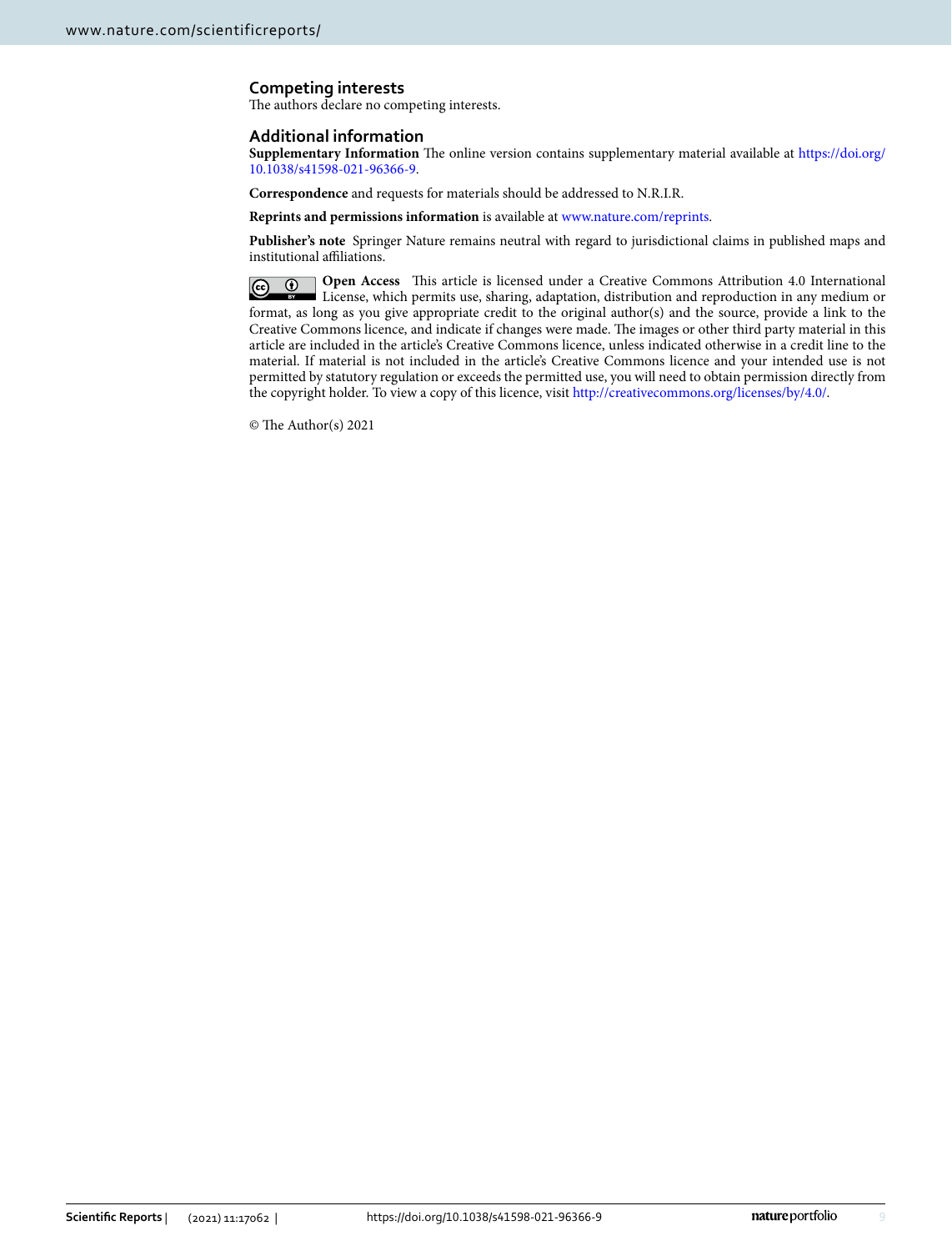## Competing interests

The authors declare no competing interests.

## Additional information

**Supplementary Information** The online version contains supplementary material available at https://doi.org/10.1038/s41598-021-96366-9.

**Correspondence** and requests for materials should be addressed to N.R.I.R.

**Reprints and permissions information** is available at www.nature.com/reprints.

**Publisher's note** Springer Nature remains neutral with regard to jurisdictional claims in published maps and institutional affiliations.

**Open Access** This article is licensed under a Creative Commons Attribution 4.0 International License, which permits use, sharing, adaptation, distribution and reproduction in any medium or format, as long as you give appropriate credit to the original author(s) and the source, provide a link to the Creative Commons licence, and indicate if changes were made. The images or other third party material in this article are included in the article's Creative Commons licence, unless indicated otherwise in a credit line to the material. If material is not included in the article's Creative Commons licence and your intended use is not permitted by statutory regulation or exceeds the permitted use, you will need to obtain permission directly from the copyright holder. To view a copy of this licence, visit http://creativecommons.org/licenses/by/4.0/.

© The Author(s) 2021